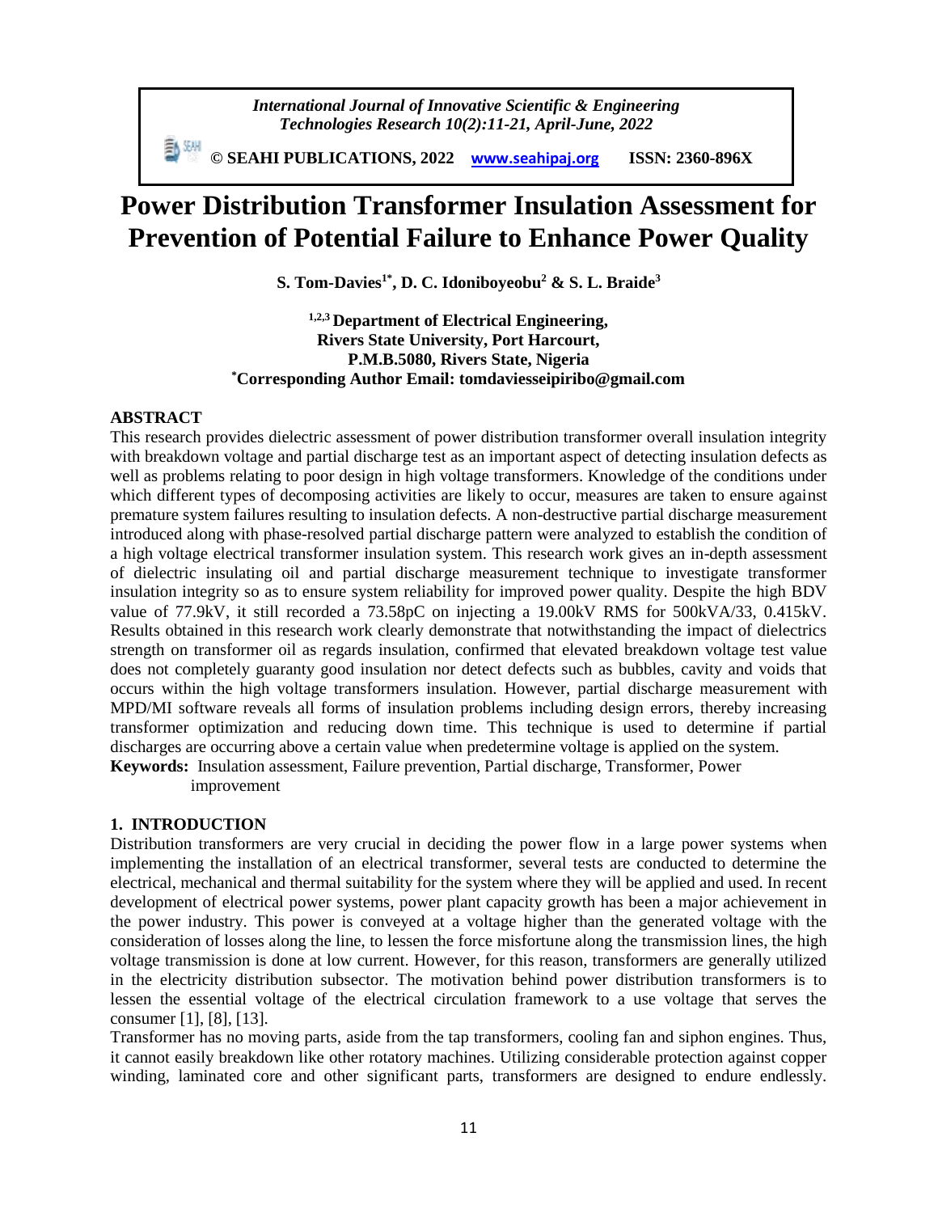# Power Distribution Transformer Insulation Assessment for Prevention of Potential Failure to Enhance Power Quality

**S. Tom-Davies[1*], D. C. Idoniboyeobu[2] & S. L. Braide[3]**

**[1,2,3] Department of Electrical Engineering, Rivers State University, Port Harcourt, P.M.B.5080, Rivers State, Nigeria**
**[*]Corresponding Author Email: tomdaviesseipiribo@gmail.com**

## ABSTRACT

This research provides dielectric assessment of power distribution transformer overall insulation integrity with breakdown voltage and partial discharge test as an important aspect of detecting insulation defects as well as problems relating to poor design in high voltage transformers. Knowledge of the conditions under which different types of decomposing activities are likely to occur, measures are taken to ensure against premature system failures resulting to insulation defects. A non-destructive partial discharge measurement introduced along with phase-resolved partial discharge pattern were analyzed to establish the condition of a high voltage electrical transformer insulation system. This research work gives an in-depth assessment of dielectric insulating oil and partial discharge measurement technique to investigate transformer insulation integrity so as to ensure system reliability for improved power quality. Despite the high BDV value of 77.9kV, it still recorded a 73.58pC on injecting a 19.00kV RMS for 500kVA/33, 0.415kV. Results obtained in this research work clearly demonstrate that notwithstanding the impact of dielectrics strength on transformer oil as regards insulation, confirmed that elevated breakdown voltage test value does not completely guaranty good insulation nor detect defects such as bubbles, cavity and voids that occurs within the high voltage transformers insulation. However, partial discharge measurement with MPD/MI software reveals all forms of insulation problems including design errors, thereby increasing transformer optimization and reducing down time. This technique is used to determine if partial discharges are occurring above a certain value when predetermine voltage is applied on the system.

**Keywords:** Insulation assessment, Failure prevention, Partial discharge, Transformer, Power improvement

## 1. INTRODUCTION

Distribution transformers are very crucial in deciding the power flow in a large power systems when implementing the installation of an electrical transformer, several tests are conducted to determine the electrical, mechanical and thermal suitability for the system where they will be applied and used. In recent development of electrical power systems, power plant capacity growth has been a major achievement in the power industry. This power is conveyed at a voltage higher than the generated voltage with the consideration of losses along the line, to lessen the force misfortune along the transmission lines, the high voltage transmission is done at low current. However, for this reason, transformers are generally utilized in the electricity distribution subsector. The motivation behind power distribution transformers is to lessen the essential voltage of the electrical circulation framework to a use voltage that serves the consumer [1], [8], [13].

Transformer has no moving parts, aside from the tap transformers, cooling fan and siphon engines. Thus, it cannot easily breakdown like other rotatory machines. Utilizing considerable protection against copper winding, laminated core and other significant parts, transformers are designed to endure endlessly.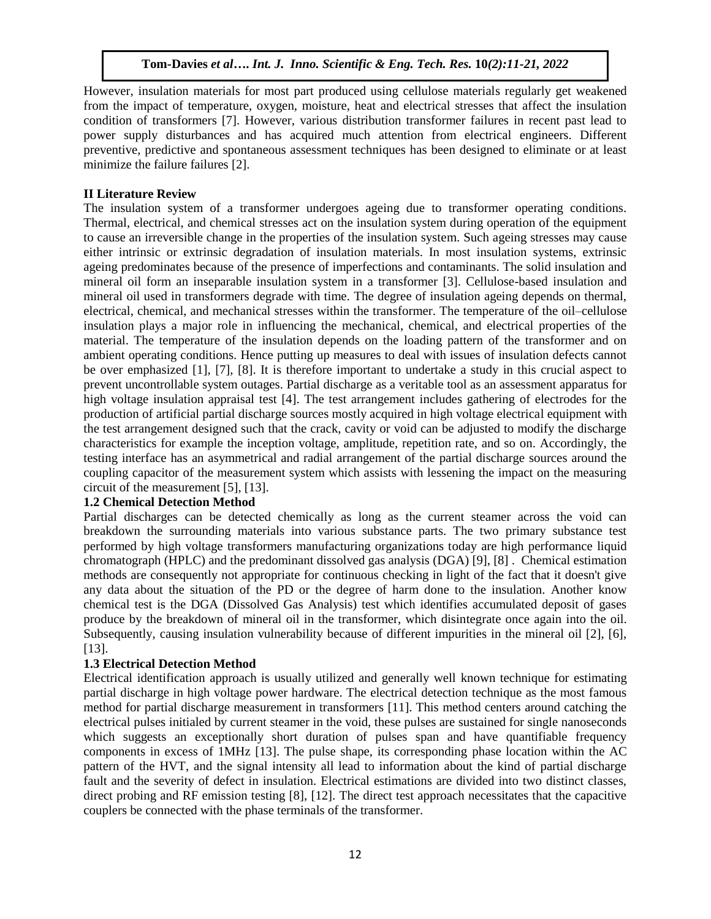However, insulation materials for most part produced using cellulose materials regularly get weakened from the impact of temperature, oxygen, moisture, heat and electrical stresses that affect the insulation condition of transformers [7]. However, various distribution transformer failures in recent past lead to power supply disturbances and has acquired much attention from electrical engineers. Different preventive, predictive and spontaneous assessment techniques has been designed to eliminate or at least minimize the failure failures [2].

## II Literature Review

The insulation system of a transformer undergoes ageing due to transformer operating conditions. Thermal, electrical, and chemical stresses act on the insulation system during operation of the equipment to cause an irreversible change in the properties of the insulation system. Such ageing stresses may cause either intrinsic or extrinsic degradation of insulation materials. In most insulation systems, extrinsic ageing predominates because of the presence of imperfections and contaminants. The solid insulation and mineral oil form an inseparable insulation system in a transformer [3]. Cellulose-based insulation and mineral oil used in transformers degrade with time. The degree of insulation ageing depends on thermal, electrical, chemical, and mechanical stresses within the transformer. The temperature of the oil–cellulose insulation plays a major role in influencing the mechanical, chemical, and electrical properties of the material. The temperature of the insulation depends on the loading pattern of the transformer and on ambient operating conditions. Hence putting up measures to deal with issues of insulation defects cannot be over emphasized [1], [7], [8]. It is therefore important to undertake a study in this crucial aspect to prevent uncontrollable system outages. Partial discharge as a veritable tool as an assessment apparatus for high voltage insulation appraisal test [4]. The test arrangement includes gathering of electrodes for the production of artificial partial discharge sources mostly acquired in high voltage electrical equipment with the test arrangement designed such that the crack, cavity or void can be adjusted to modify the discharge characteristics for example the inception voltage, amplitude, repetition rate, and so on. Accordingly, the testing interface has an asymmetrical and radial arrangement of the partial discharge sources around the coupling capacitor of the measurement system which assists with lessening the impact on the measuring circuit of the measurement [5], [13].

### 1.2 Chemical Detection Method

Partial discharges can be detected chemically as long as the current steamer across the void can breakdown the surrounding materials into various substance parts. The two primary substance test performed by high voltage transformers manufacturing organizations today are high performance liquid chromatograph (HPLC) and the predominant dissolved gas analysis (DGA) [9], [8] . Chemical estimation methods are consequently not appropriate for continuous checking in light of the fact that it doesn't give any data about the situation of the PD or the degree of harm done to the insulation. Another know chemical test is the DGA (Dissolved Gas Analysis) test which identifies accumulated deposit of gases produce by the breakdown of mineral oil in the transformer, which disintegrate once again into the oil. Subsequently, causing insulation vulnerability because of different impurities in the mineral oil [2], [6], [13].

### 1.3 Electrical Detection Method

Electrical identification approach is usually utilized and generally well known technique for estimating partial discharge in high voltage power hardware. The electrical detection technique as the most famous method for partial discharge measurement in transformers [11]. This method centers around catching the electrical pulses initialed by current steamer in the void, these pulses are sustained for single nanoseconds which suggests an exceptionally short duration of pulses span and have quantifiable frequency components in excess of 1MHz [13]. The pulse shape, its corresponding phase location within the AC pattern of the HVT, and the signal intensity all lead to information about the kind of partial discharge fault and the severity of defect in insulation. Electrical estimations are divided into two distinct classes, direct probing and RF emission testing [8], [12]. The direct test approach necessitates that the capacitive couplers be connected with the phase terminals of the transformer.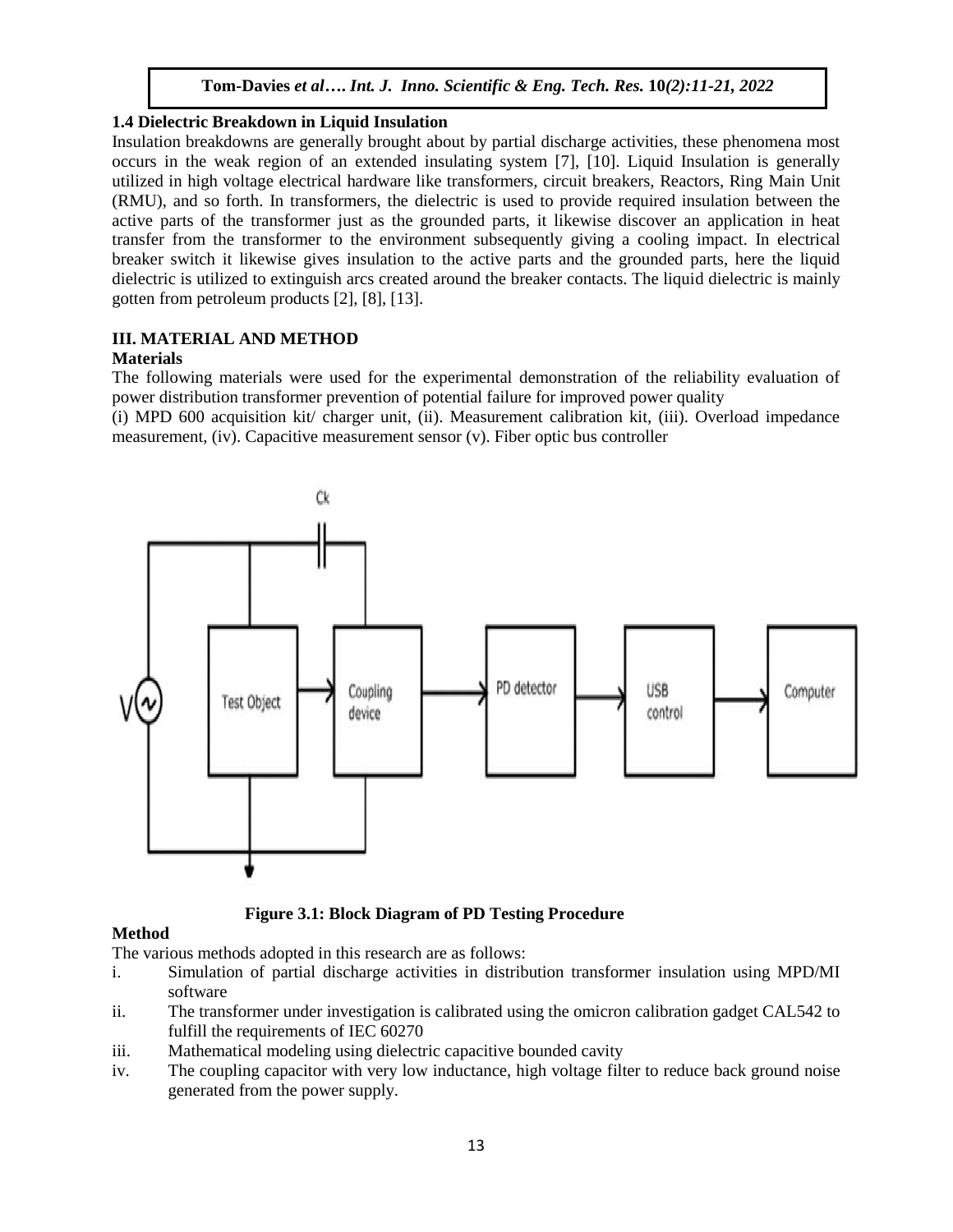### 1.4 Dielectric Breakdown in Liquid Insulation

Insulation breakdowns are generally brought about by partial discharge activities, these phenomena most occurs in the weak region of an extended insulating system [7], [10]. Liquid Insulation is generally utilized in high voltage electrical hardware like transformers, circuit breakers, Reactors, Ring Main Unit (RMU), and so forth. In transformers, the dielectric is used to provide required insulation between the active parts of the transformer just as the grounded parts, it likewise discover an application in heat transfer from the transformer to the environment subsequently giving a cooling impact. In electrical breaker switch it likewise gives insulation to the active parts and the grounded parts, here the liquid dielectric is utilized to extinguish arcs created around the breaker contacts. The liquid dielectric is mainly gotten from petroleum products [2], [8], [13].

## III. MATERIAL AND METHOD

### Materials

The following materials were used for the experimental demonstration of the reliability evaluation of power distribution transformer prevention of potential failure for improved power quality

(i) MPD 600 acquisition kit/ charger unit, (ii). Measurement calibration kit, (iii). Overload impedance measurement, (iv). Capacitive measurement sensor (v). Fiber optic bus controller

**Figure 3.1: Block Diagram of PD Testing Procedure**

### Method

The various methods adopted in this research are as follows:

i. Simulation of partial discharge activities in distribution transformer insulation using MPD/MI software
ii. The transformer under investigation is calibrated using the omicron calibration gadget CAL542 to fulfill the requirements of IEC 60270
iii. Mathematical modeling using dielectric capacitive bounded cavity
iv. The coupling capacitor with very low inductance, high voltage filter to reduce back ground noise generated from the power supply.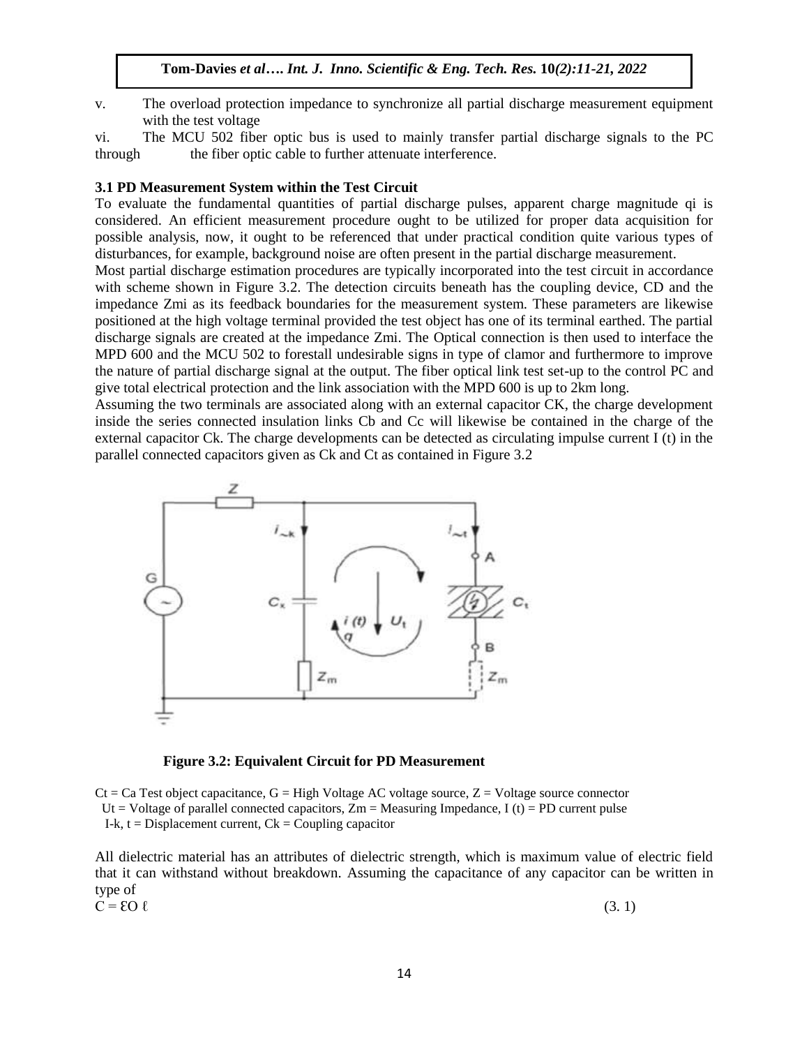v. The overload protection impedance to synchronize all partial discharge measurement equipment with the test voltage

vi. The MCU 502 fiber optic bus is used to mainly transfer partial discharge signals to the PC through the fiber optic cable to further attenuate interference.

### 3.1 PD Measurement System within the Test Circuit

To evaluate the fundamental quantities of partial discharge pulses, apparent charge magnitude qi is considered. An efficient measurement procedure ought to be utilized for proper data acquisition for possible analysis, now, it ought to be referenced that under practical condition quite various types of disturbances, for example, background noise are often present in the partial discharge measurement.

Most partial discharge estimation procedures are typically incorporated into the test circuit in accordance with scheme shown in Figure 3.2. The detection circuits beneath has the coupling device, CD and the impedance Zmi as its feedback boundaries for the measurement system. These parameters are likewise positioned at the high voltage terminal provided the test object has one of its terminal earthed. The partial discharge signals are created at the impedance Zmi. The Optical connection is then used to interface the MPD 600 and the MCU 502 to forestall undesirable signs in type of clamor and furthermore to improve the nature of partial discharge signal at the output. The fiber optical link test set-up to the control PC and give total electrical protection and the link association with the MPD 600 is up to 2km long.

Assuming the two terminals are associated along with an external capacitor CK, the charge development inside the series connected insulation links Cb and Cc will likewise be contained in the charge of the external capacitor Ck. The charge developments can be detected as circulating impulse current I (t) in the parallel connected capacitors given as Ck and Ct as contained in Figure 3.2

**Figure 3.2: Equivalent Circuit for PD Measurement**

Ct = Ca Test object capacitance, G = High Voltage AC voltage source, Z = Voltage source connector
Ut = Voltage of parallel connected capacitors, Zm = Measuring Impedance, I (t) = PD current pulse
I-k, t = Displacement current, Ck = Coupling capacitor

All dielectric material has an attributes of dielectric strength, which is maximum value of electric field that it can withstand without breakdown. Assuming the capacitance of any capacitor can be written in type of

$$C = \varepsilon O \ \ell \tag{3. 1}$$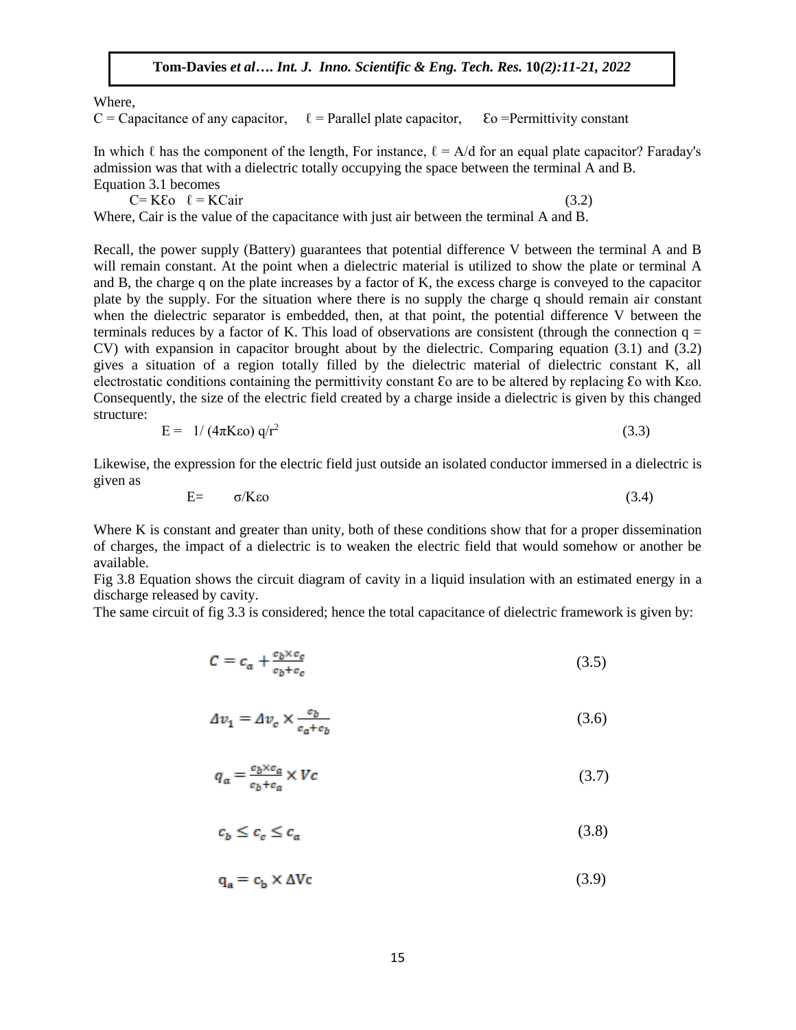Where,

C = Capacitance of any capacitor, $\ell$ = Parallel plate capacitor, $\varepsilon_o$ =Permittivity constant

In which $\ell$ has the component of the length, For instance, $\ell = A/d$ for an equal plate capacitor? Faraday's admission was that with a dielectric totally occupying the space between the terminal A and B.

Equation 3.1 becomes

$$C = K\varepsilon_o \ \ \ell = KC_{air} \tag{3.2}$$

Where, Cair is the value of the capacitance with just air between the terminal A and B.

Recall, the power supply (Battery) guarantees that potential difference V between the terminal A and B will remain constant. At the point when a dielectric material is utilized to show the plate or terminal A and B, the charge q on the plate increases by a factor of K, the excess charge is conveyed to the capacitor plate by the supply. For the situation where there is no supply the charge q should remain air constant when the dielectric separator is embedded, then, at that point, the potential difference V between the terminals reduces by a factor of K. This load of observations are consistent (through the connection q = CV) with expansion in capacitor brought about by the dielectric. Comparing equation (3.1) and (3.2) gives a situation of a region totally filled by the dielectric material of dielectric constant K, all electrostatic conditions containing the permittivity constant $\varepsilon_o$ are to be altered by replacing $\varepsilon_o$ with $K\varepsilon_o$. Consequently, the size of the electric field created by a charge inside a dielectric is given by this changed structure:

$$E = 1/(4\pi K\varepsilon_o)\ q/r^2 \tag{3.3}$$

Likewise, the expression for the electric field just outside an isolated conductor immersed in a dielectric is given as

$$E = \sigma/K\varepsilon_o \tag{3.4}$$

Where K is constant and greater than unity, both of these conditions show that for a proper dissemination of charges, the impact of a dielectric is to weaken the electric field that would somehow or another be available.

Fig 3.8 Equation shows the circuit diagram of cavity in a liquid insulation with an estimated energy in a discharge released by cavity.

The same circuit of fig 3.3 is considered; hence the total capacitance of dielectric framework is given by:

$$C = c_a + \frac{c_b \times c_c}{c_b + c_c} \tag{3.5}$$

$$\Delta v_1 = \Delta v_c \times \frac{c_b}{c_a + c_b} \tag{3.6}$$

$$q_a = \frac{c_b \times c_a}{c_b + c_a} \times Vc \tag{3.7}$$

$$c_b \le c_c \le c_a \tag{3.8}$$

$$q_a = c_b \times \Delta Vc \tag{3.9}$$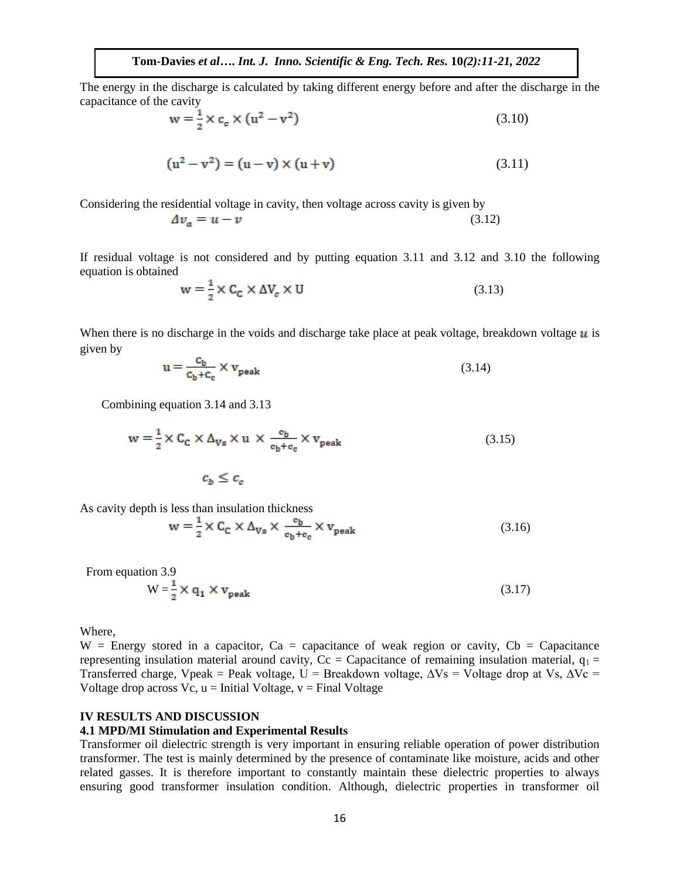The energy in the discharge is calculated by taking different energy before and after the discharge in the capacitance of the cavity

$$w = \frac{1}{2} \times c_c \times (u^2 - v^2) \tag{3.10}$$

$$(u^2 - v^2) = (u - v) \times (u + v) \tag{3.11}$$

Considering the residential voltage in cavity, then voltage across cavity is given by

$$\Delta v_a = u - v \tag{3.12}$$

If residual voltage is not considered and by putting equation 3.11 and 3.12 and 3.10 the following equation is obtained

$$w = \frac{1}{2} \times C_C \times \Delta V_c \times U \tag{3.13}$$

When there is no discharge in the voids and discharge take place at peak voltage, breakdown voltage $u$ is given by

$$u = \frac{c_b}{c_b + c_c} \times v_{peak} \tag{3.14}$$

Combining equation 3.14 and 3.13

$$w = \frac{1}{2} \times C_C \times \Delta_{V_s} \times u \times \frac{c_b}{c_b + c_c} \times v_{peak} \tag{3.15}$$

$$c_b \leq c_c$$

As cavity depth is less than insulation thickness

$$w = \frac{1}{2} \times C_C \times \Delta_{V_s} \times \frac{c_b}{c_b + c_c} \times v_{peak} \tag{3.16}$$

From equation 3.9

$$W = \frac{1}{2} \times q_1 \times v_{peak} \tag{3.17}$$

Where,

W = Energy stored in a capacitor, Ca = capacitance of weak region or cavity, Cb = Capacitance representing insulation material around cavity, Cc = Capacitance of remaining insulation material, $q_1$ = Transferred charge, Vpeak = Peak voltage, U = Breakdown voltage, ΔVs = Voltage drop at Vs, ΔVc = Voltage drop across Vc, u = Initial Voltage, v = Final Voltage

## IV RESULTS AND DISCUSSION

### 4.1 MPD/MI Stimulation and Experimental Results

Transformer oil dielectric strength is very important in ensuring reliable operation of power distribution transformer. The test is mainly determined by the presence of contaminate like moisture, acids and other related gasses. It is therefore important to constantly maintain these dielectric properties to always ensuring good transformer insulation condition. Although, dielectric properties in transformer oil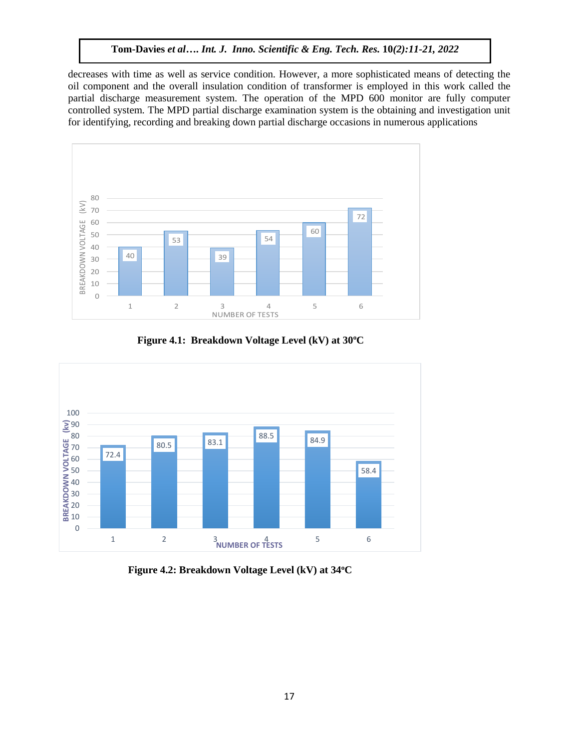decreases with time as well as service condition. However, a more sophisticated means of detecting the oil component and the overall insulation condition of transformer is employed in this work called the partial discharge measurement system. The operation of the MPD 600 monitor are fully computer controlled system. The MPD partial discharge examination system is the obtaining and investigation unit for identifying, recording and breaking down partial discharge occasions in numerous applications

| NUMBER OF TESTS | BREAKDOWN VOLTAGE (kV) |
| --- | --- |
| 1 | 40 |
| 2 | 53 |
| 3 | 39 |
| 4 | 54 |
| 5 | 60 |
| 6 | 72 |

**Figure 4.1: Breakdown Voltage Level (kV) at 30ºC**

| NUMBER OF TESTS | BREAKDOWN VOLTAGE (kv) |
| --- | --- |
| 1 | 72.4 |
| 2 | 80.5 |
| 3 | 83.1 |
| 4 | 88.5 |
| 5 | 84.9 |
| 6 | 58.4 |

**Figure 4.2: Breakdown Voltage Level (kV) at 34ºC**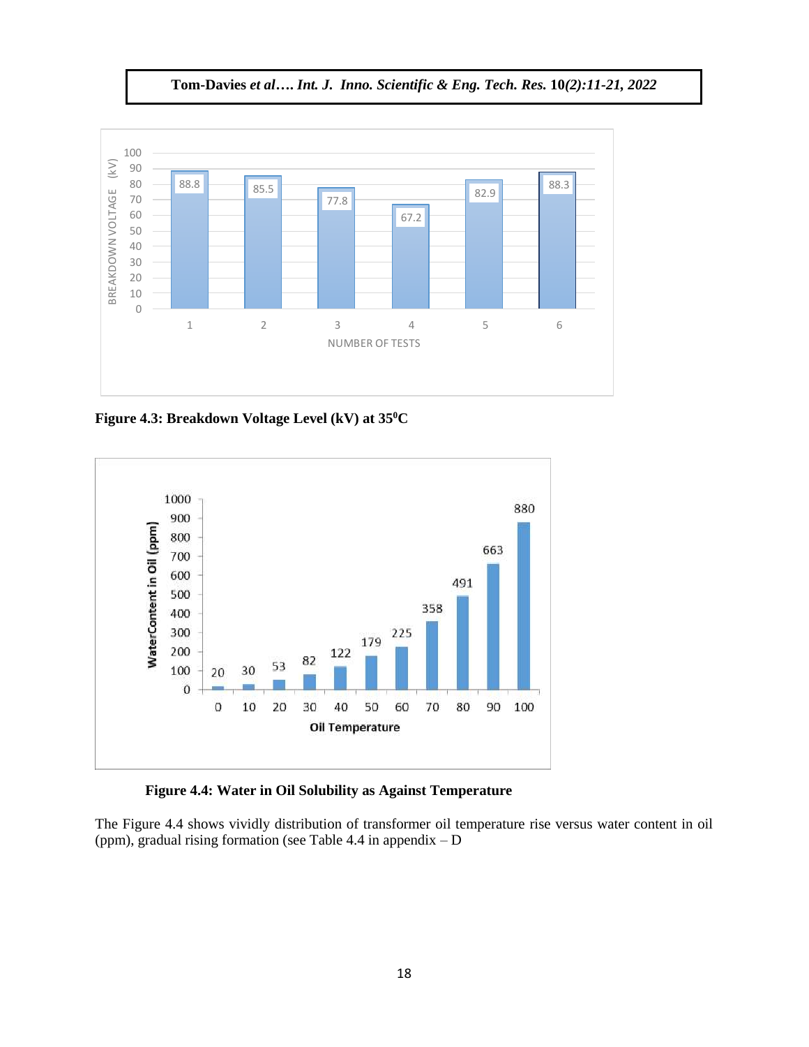**Figure 4.3: Breakdown Voltage Level (kV) at 35$^0$C**

**Figure 4.4: Water in Oil Solubility as Against Temperature**

The Figure 4.4 shows vividly distribution of transformer oil temperature rise versus water content in oil (ppm), gradual rising formation (see Table 4.4 in appendix – D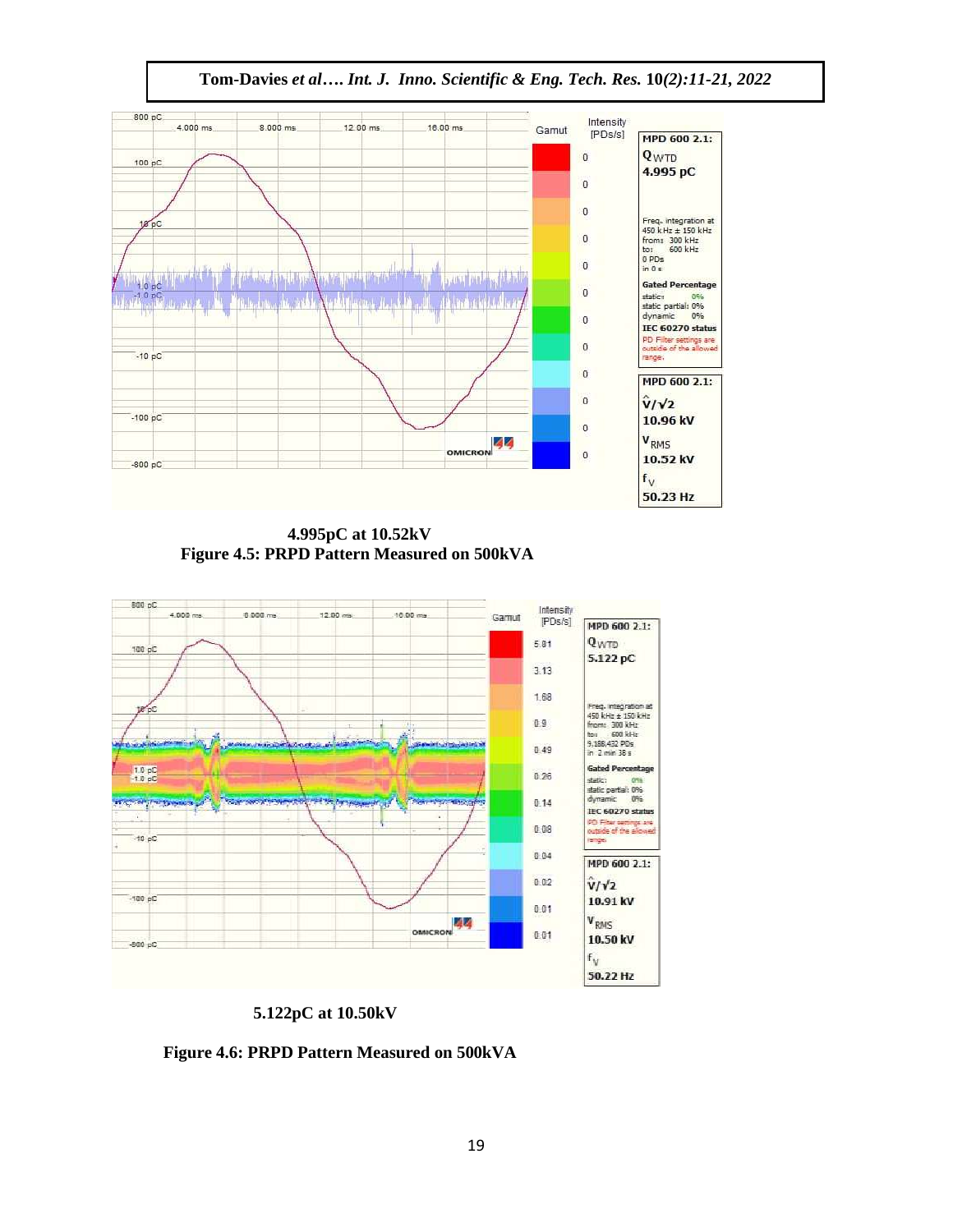4.995pC at 10.52kV

**Figure 4.5: PRPD Pattern Measured on 500kVA**

5.122pC at 10.50kV

**Figure 4.6: PRPD Pattern Measured on 500kVA**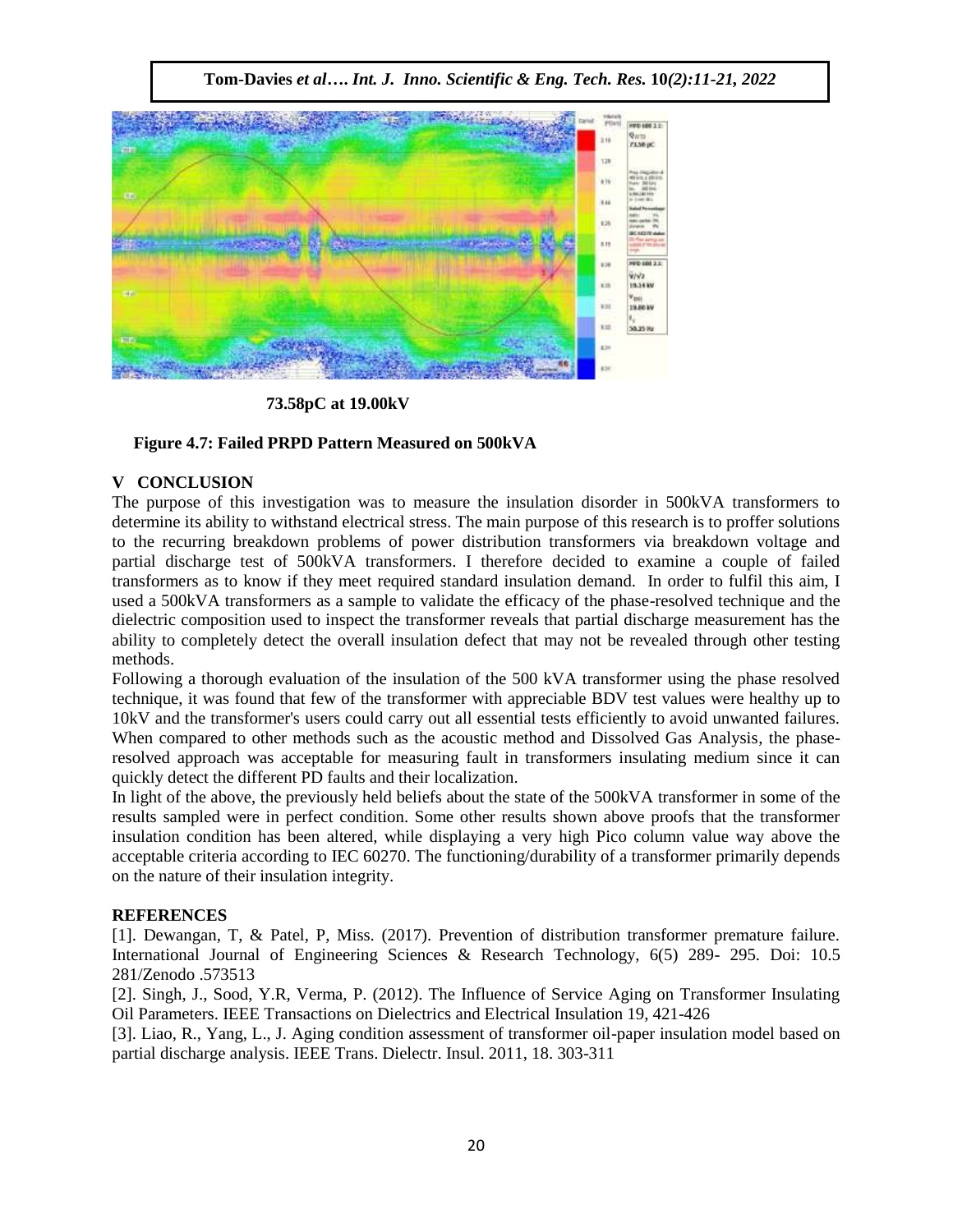73.58pC at 19.00kV

**Figure 4.7: Failed PRPD Pattern Measured on 500kVA**

## V CONCLUSION

The purpose of this investigation was to measure the insulation disorder in 500kVA transformers to determine its ability to withstand electrical stress. The main purpose of this research is to proffer solutions to the recurring breakdown problems of power distribution transformers via breakdown voltage and partial discharge test of 500kVA transformers. I therefore decided to examine a couple of failed transformers as to know if they meet required standard insulation demand. In order to fulfil this aim, I used a 500kVA transformers as a sample to validate the efficacy of the phase-resolved technique and the dielectric composition used to inspect the transformer reveals that partial discharge measurement has the ability to completely detect the overall insulation defect that may not be revealed through other testing methods.

Following a thorough evaluation of the insulation of the 500 kVA transformer using the phase resolved technique, it was found that few of the transformer with appreciable BDV test values were healthy up to 10kV and the transformer's users could carry out all essential tests efficiently to avoid unwanted failures. When compared to other methods such as the acoustic method and Dissolved Gas Analysis, the phase-resolved approach was acceptable for measuring fault in transformers insulating medium since it can quickly detect the different PD faults and their localization.

In light of the above, the previously held beliefs about the state of the 500kVA transformer in some of the results sampled were in perfect condition. Some other results shown above proofs that the transformer insulation condition has been altered, while displaying a very high Pico column value way above the acceptable criteria according to IEC 60270. The functioning/durability of a transformer primarily depends on the nature of their insulation integrity.

## REFERENCES

[1]. Dewangan, T, & Patel, P, Miss. (2017). Prevention of distribution transformer premature failure. International Journal of Engineering Sciences & Research Technology, 6(5) 289- 295. Doi: 10.5 281/Zenodo .573513

[2]. Singh, J., Sood, Y.R, Verma, P. (2012). The Influence of Service Aging on Transformer Insulating Oil Parameters. IEEE Transactions on Dielectrics and Electrical Insulation 19, 421-426

[3]. Liao, R., Yang, L., J. Aging condition assessment of transformer oil-paper insulation model based on partial discharge analysis. IEEE Trans. Dielectr. Insul. 2011, 18. 303-311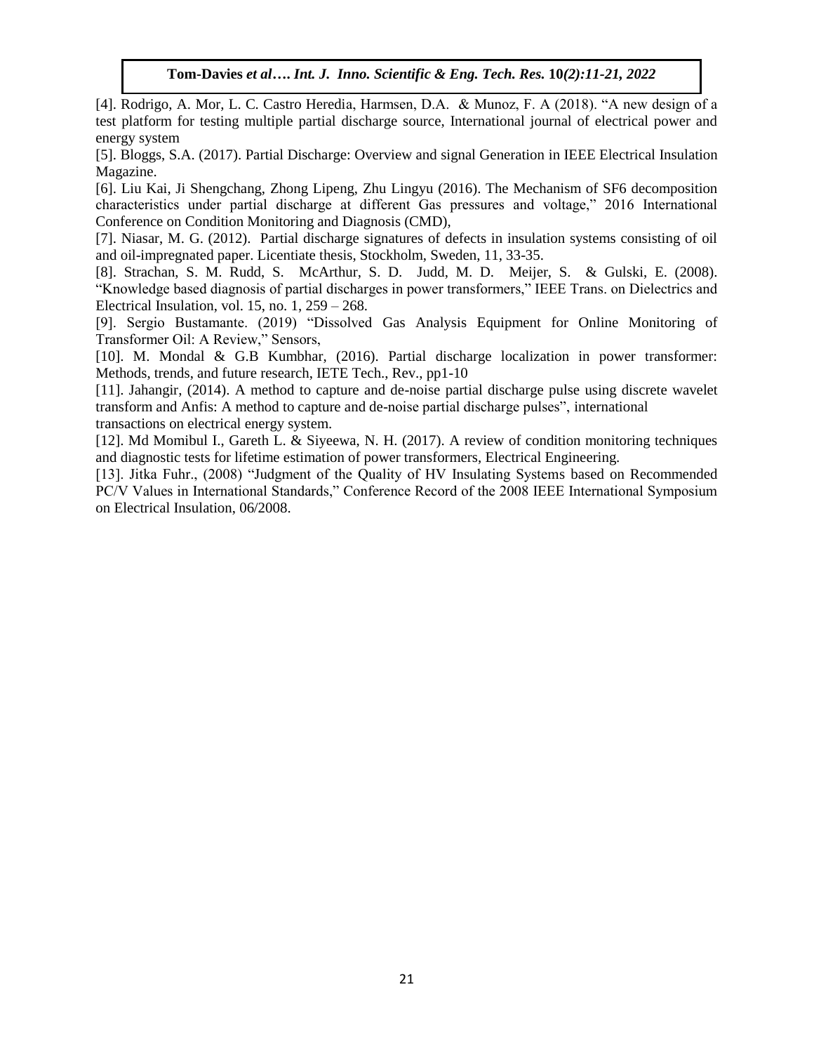[4]. Rodrigo, A. Mor, L. C. Castro Heredia, Harmsen, D.A. & Munoz, F. A (2018). "A new design of a test platform for testing multiple partial discharge source, International journal of electrical power and energy system

[5]. Bloggs, S.A. (2017). Partial Discharge: Overview and signal Generation in IEEE Electrical Insulation Magazine.

[6]. Liu Kai, Ji Shengchang, Zhong Lipeng, Zhu Lingyu (2016). The Mechanism of SF6 decomposition characteristics under partial discharge at different Gas pressures and voltage," 2016 International Conference on Condition Monitoring and Diagnosis (CMD),

[7]. Niasar, M. G. (2012). Partial discharge signatures of defects in insulation systems consisting of oil and oil-impregnated paper. Licentiate thesis, Stockholm, Sweden, 11, 33-35.

[8]. Strachan, S. M. Rudd, S. McArthur, S. D. Judd, M. D. Meijer, S. & Gulski, E. (2008). "Knowledge based diagnosis of partial discharges in power transformers," IEEE Trans. on Dielectrics and Electrical Insulation, vol. 15, no. 1, 259 – 268.

[9]. Sergio Bustamante. (2019) "Dissolved Gas Analysis Equipment for Online Monitoring of Transformer Oil: A Review," Sensors,

[10]. M. Mondal & G.B Kumbhar, (2016). Partial discharge localization in power transformer: Methods, trends, and future research, IETE Tech., Rev., pp1-10

[11]. Jahangir, (2014). A method to capture and de-noise partial discharge pulse using discrete wavelet transform and Anfis: A method to capture and de-noise partial discharge pulses", international transactions on electrical energy system.

[12]. Md Momibul I., Gareth L. & Siyeewa, N. H. (2017). A review of condition monitoring techniques and diagnostic tests for lifetime estimation of power transformers, Electrical Engineering.

[13]. Jitka Fuhr., (2008) "Judgment of the Quality of HV Insulating Systems based on Recommended PC/V Values in International Standards," Conference Record of the 2008 IEEE International Symposium on Electrical Insulation, 06/2008.